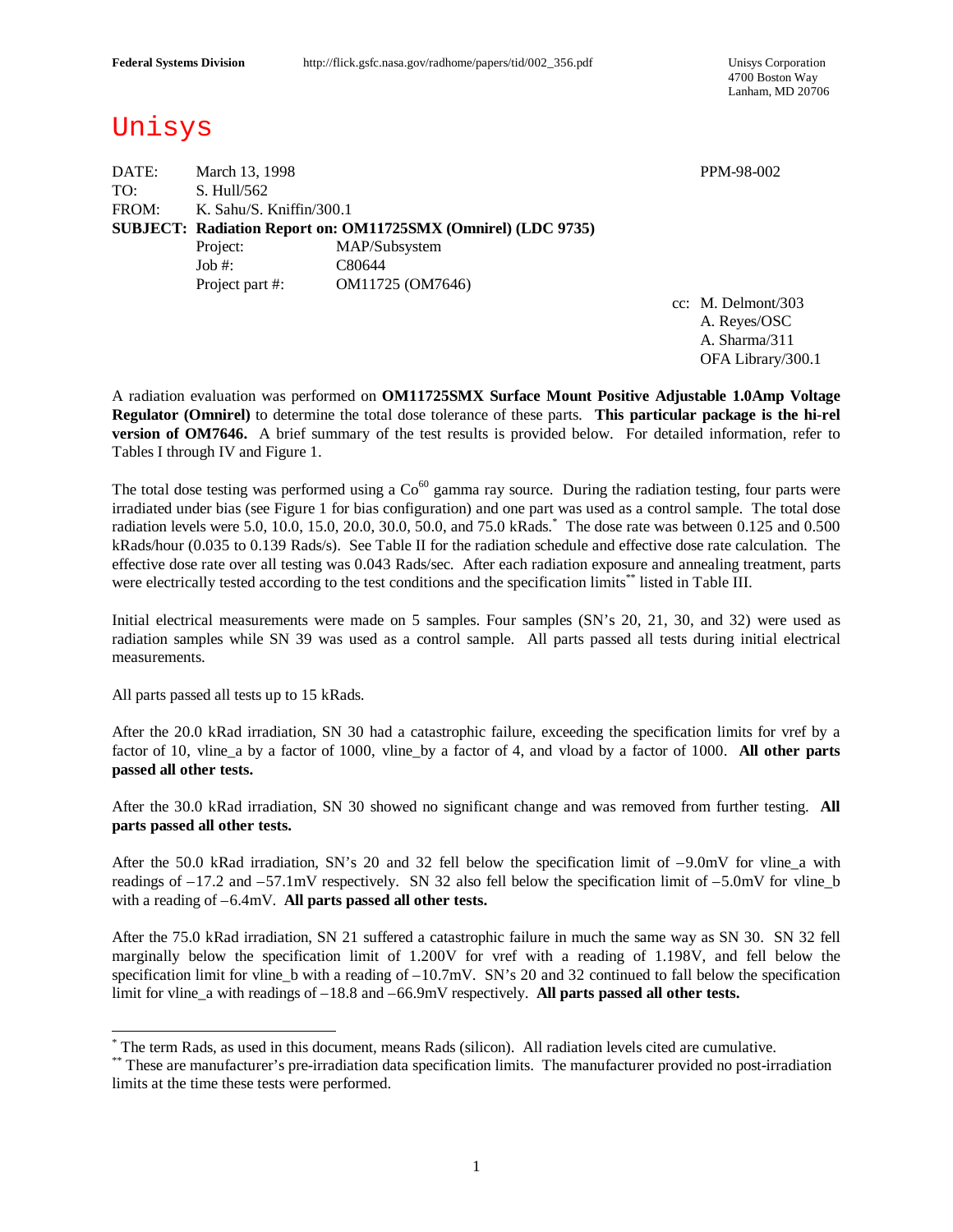Federal Systems Division    http://flick.gsfc.nasa.gov/radhome/papers/tid/002_356.pdf    Unisys Corporation
4700 Boston Way
Lanham, MD 20706

# Unisys

DATE: March 13, 1998    PPM-98-002
TO: S. Hull/562
FROM: K. Sahu/S. Kniffin/300.1
**SUBJECT: Radiation Report on: OM11725SMX (Omnirel) (LDC 9735)**
Project: MAP/Subsystem
Job #: C80644
Project part #: OM11725 (OM7646)

cc: M. Delmont/303
A. Reyes/OSC
A. Sharma/311
OFA Library/300.1

A radiation evaluation was performed on **OM11725SMX Surface Mount Positive Adjustable 1.0Amp Voltage Regulator (Omnirel)** to determine the total dose tolerance of these parts. **This particular package is the hi-rel version of OM7646.** A brief summary of the test results is provided below. For detailed information, refer to Tables I through IV and Figure 1.

The total dose testing was performed using a $Co^{60}$ gamma ray source. During the radiation testing, four parts were irradiated under bias (see Figure 1 for bias configuration) and one part was used as a control sample. The total dose radiation levels were 5.0, 10.0, 15.0, 20.0, 30.0, 50.0, and 75.0 kRads.* The dose rate was between 0.125 and 0.500 kRads/hour (0.035 to 0.139 Rads/s). See Table II for the radiation schedule and effective dose rate calculation. The effective dose rate over all testing was 0.043 Rads/sec. After each radiation exposure and annealing treatment, parts were electrically tested according to the test conditions and the specification limits** listed in Table III.

Initial electrical measurements were made on 5 samples. Four samples (SN's 20, 21, 30, and 32) were used as radiation samples while SN 39 was used as a control sample. All parts passed all tests during initial electrical measurements.

All parts passed all tests up to 15 kRads.

After the 20.0 kRad irradiation, SN 30 had a catastrophic failure, exceeding the specification limits for vref by a factor of 10, vline_a by a factor of 1000, vline_by a factor of 4, and vload by a factor of 1000. **All other parts passed all other tests.**

After the 30.0 kRad irradiation, SN 30 showed no significant change and was removed from further testing. **All parts passed all other tests.**

After the 50.0 kRad irradiation, SN's 20 and 32 fell below the specification limit of –9.0mV for vline_a with readings of –17.2 and –57.1mV respectively. SN 32 also fell below the specification limit of –5.0mV for vline_b with a reading of –6.4mV. **All parts passed all other tests.**

After the 75.0 kRad irradiation, SN 21 suffered a catastrophic failure in much the same way as SN 30. SN 32 fell marginally below the specification limit of 1.200V for vref with a reading of 1.198V, and fell below the specification limit for vline_b with a reading of –10.7mV. SN's 20 and 32 continued to fall below the specification limit for vline_a with readings of –18.8 and –66.9mV respectively. **All parts passed all other tests.**

---

* The term Rads, as used in this document, means Rads (silicon). All radiation levels cited are cumulative.
** These are manufacturer's pre-irradiation data specification limits. The manufacturer provided no post-irradiation limits at the time these tests were performed.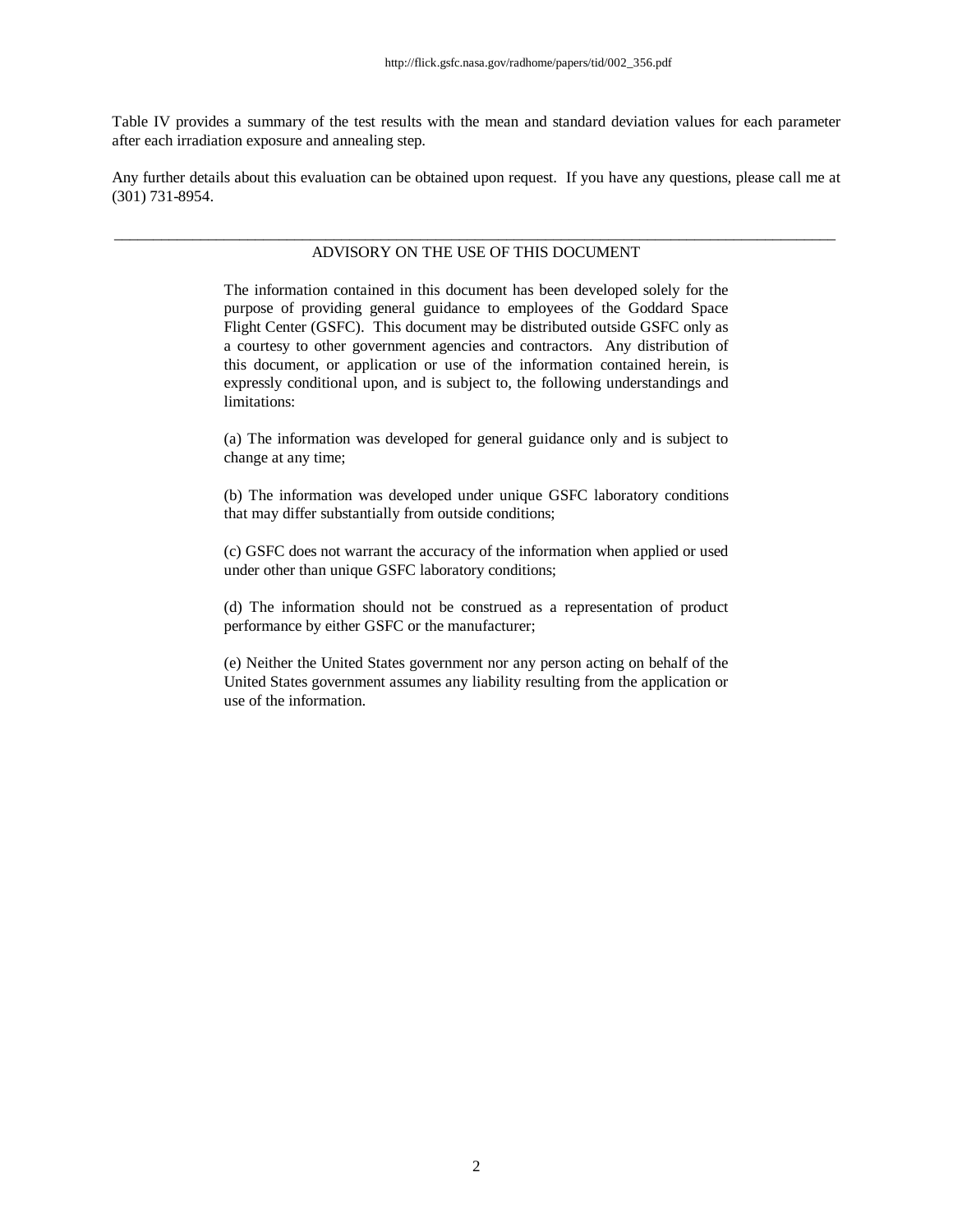Table IV provides a summary of the test results with the mean and standard deviation values for each parameter after each irradiation exposure and annealing step.

Any further details about this evaluation can be obtained upon request. If you have any questions, please call me at (301) 731-8954.

---

ADVISORY ON THE USE OF THIS DOCUMENT

The information contained in this document has been developed solely for the purpose of providing general guidance to employees of the Goddard Space Flight Center (GSFC). This document may be distributed outside GSFC only as a courtesy to other government agencies and contractors. Any distribution of this document, or application or use of the information contained herein, is expressly conditional upon, and is subject to, the following understandings and limitations:

(a) The information was developed for general guidance only and is subject to change at any time;

(b) The information was developed under unique GSFC laboratory conditions that may differ substantially from outside conditions;

(c) GSFC does not warrant the accuracy of the information when applied or used under other than unique GSFC laboratory conditions;

(d) The information should not be construed as a representation of product performance by either GSFC or the manufacturer;

(e) Neither the United States government nor any person acting on behalf of the United States government assumes any liability resulting from the application or use of the information.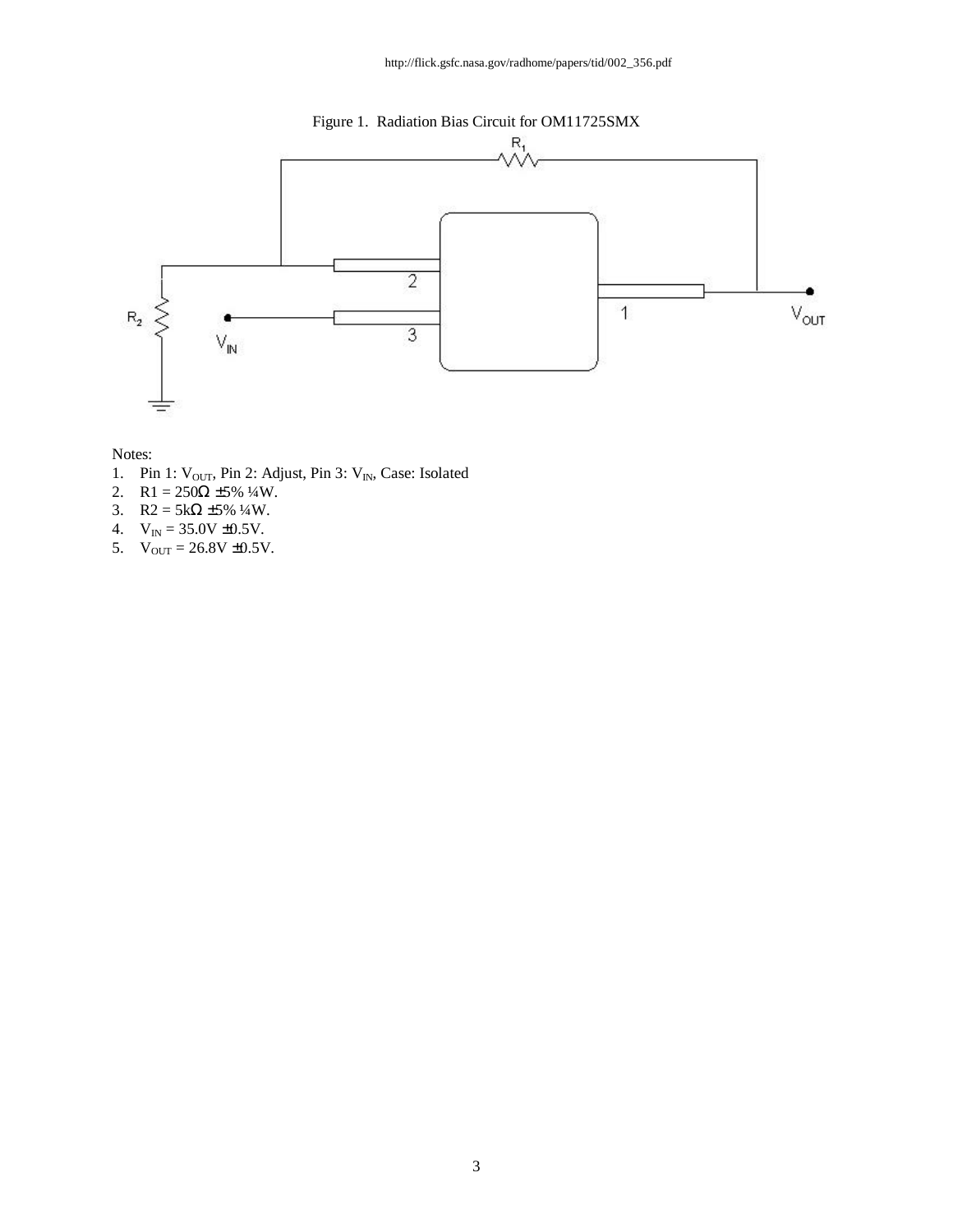http://flick.gsfc.nasa.gov/radhome/papers/tid/002_356.pdf

Figure 1. Radiation Bias Circuit for OM11725SMX

Notes:

1. Pin 1: $V_{OUT}$, Pin 2: Adjust, Pin 3: $V_{IN}$, Case: Isolated
2. R1 = 250Ω ±5% ¼W.
3. R2 = 5kΩ ±5% ¼W.
4. $V_{IN}$ = 35.0V ±0.5V.
5. $V_{OUT}$ = 26.8V ±0.5V.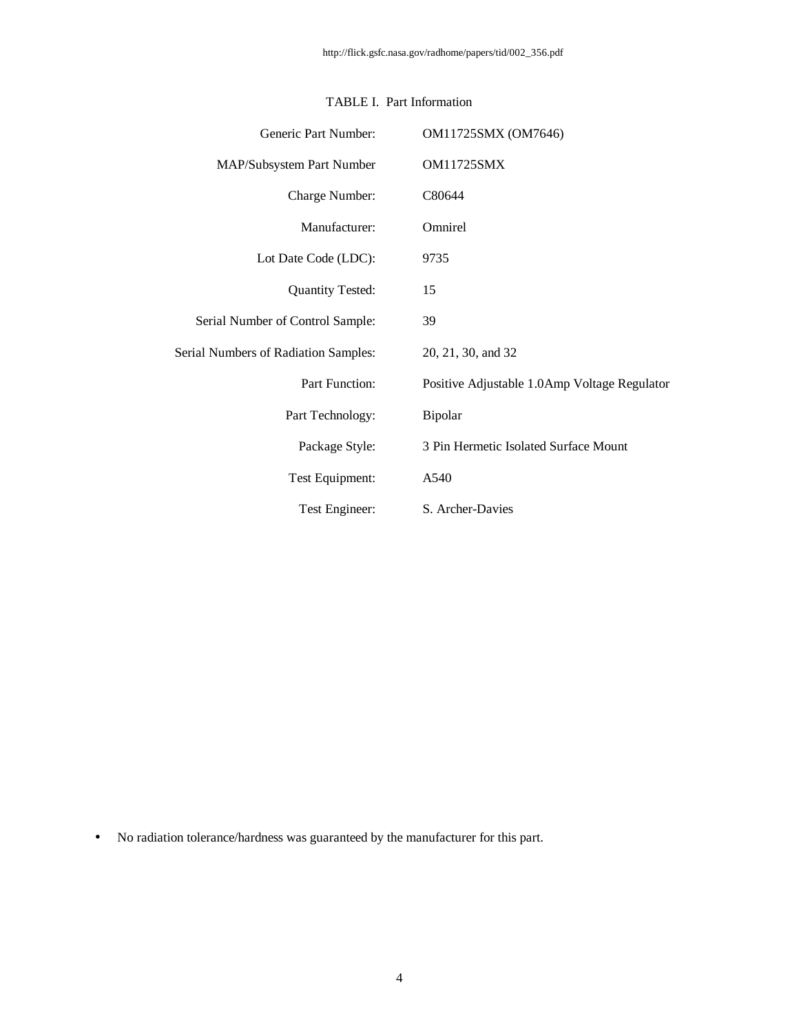TABLE I. Part Information

| | |
|---|---|
| Generic Part Number: | OM11725SMX (OM7646) |
| MAP/Subsystem Part Number | OM11725SMX |
| Charge Number: | C80644 |
| Manufacturer: | Omnirel |
| Lot Date Code (LDC): | 9735 |
| Quantity Tested: | 15 |
| Serial Number of Control Sample: | 39 |
| Serial Numbers of Radiation Samples: | 20, 21, 30, and 32 |
| Part Function: | Positive Adjustable 1.0Amp Voltage Regulator |
| Part Technology: | Bipolar |
| Package Style: | 3 Pin Hermetic Isolated Surface Mount |
| Test Equipment: | A540 |
| Test Engineer: | S. Archer-Davies |

- No radiation tolerance/hardness was guaranteed by the manufacturer for this part.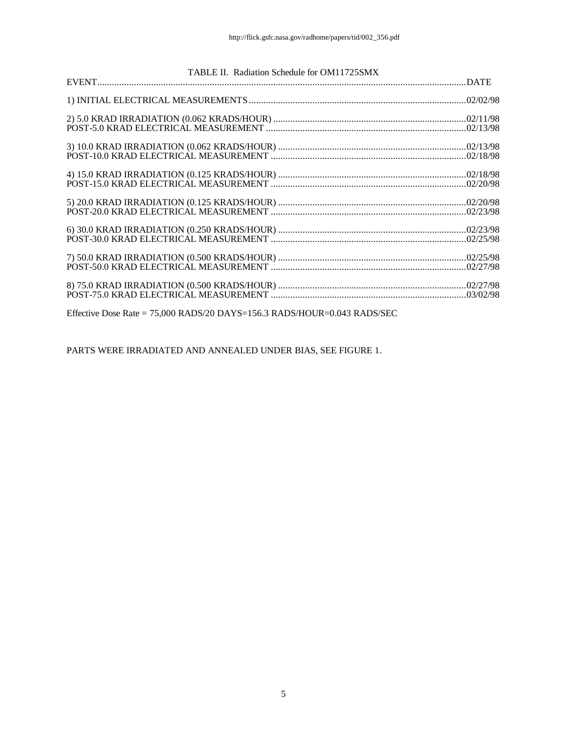TABLE II. Radiation Schedule for OM11725SMX

| EVENT | DATE |
|---|---|
| 1) INITIAL ELECTRICAL MEASUREMENTS | 02/02/98 |
| 2) 5.0 KRAD IRRADIATION (0.062 KRADS/HOUR) | 02/11/98 |
| POST-5.0 KRAD ELECTRICAL MEASUREMENT | 02/13/98 |
| 3) 10.0 KRAD IRRADIATION (0.062 KRADS/HOUR) | 02/13/98 |
| POST-10.0 KRAD ELECTRICAL MEASUREMENT | 02/18/98 |
| 4) 15.0 KRAD IRRADIATION (0.125 KRADS/HOUR) | 02/18/98 |
| POST-15.0 KRAD ELECTRICAL MEASUREMENT | 02/20/98 |
| 5) 20.0 KRAD IRRADIATION (0.125 KRADS/HOUR) | 02/20/98 |
| POST-20.0 KRAD ELECTRICAL MEASUREMENT | 02/23/98 |
| 6) 30.0 KRAD IRRADIATION (0.250 KRADS/HOUR) | 02/23/98 |
| POST-30.0 KRAD ELECTRICAL MEASUREMENT | 02/25/98 |
| 7) 50.0 KRAD IRRADIATION (0.500 KRADS/HOUR) | 02/25/98 |
| POST-50.0 KRAD ELECTRICAL MEASUREMENT | 02/27/98 |
| 8) 75.0 KRAD IRRADIATION (0.500 KRADS/HOUR) | 02/27/98 |
| POST-75.0 KRAD ELECTRICAL MEASUREMENT | 03/02/98 |

Effective Dose Rate = 75,000 RADS/20 DAYS=156.3 RADS/HOUR=0.043 RADS/SEC

PARTS WERE IRRADIATED AND ANNEALED UNDER BIAS, SEE FIGURE 1.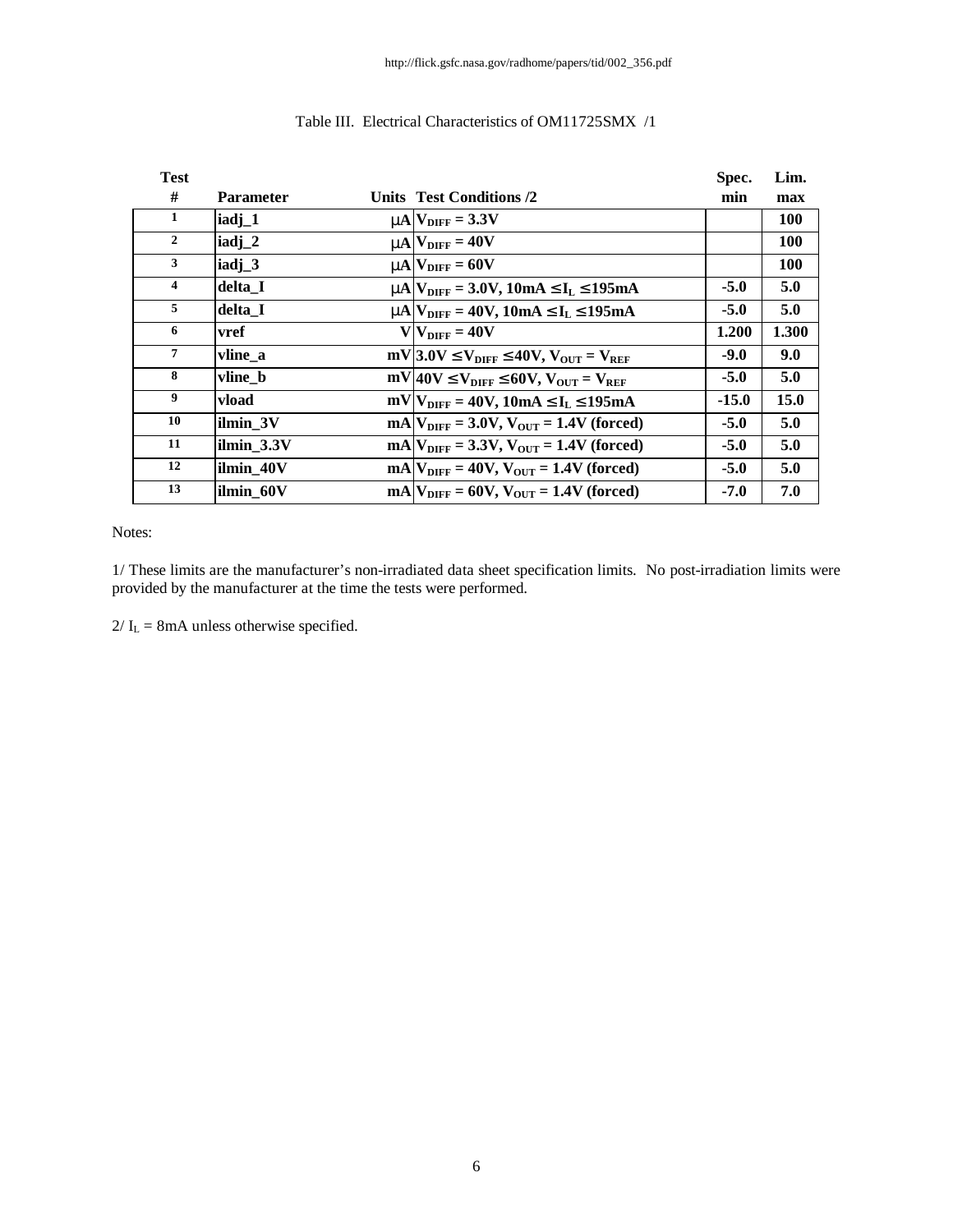http://flick.gsfc.nasa.gov/radhome/papers/tid/002_356.pdf

Table III. Electrical Characteristics of OM11725SMX /1

| Test # | Parameter | Units | Test Conditions /2 | Spec. min | Lim. max |
|---|---|---|---|---|---|
| 1 | iadj_1 | μA | $V_{DIFF} = 3.3V$ | | 100 |
| 2 | iadj_2 | μA | $V_{DIFF} = 40V$ | | 100 |
| 3 | iadj_3 | μA | $V_{DIFF} = 60V$ | | 100 |
| 4 | delta_I | μA | $V_{DIFF} = 3.0V$, $10mA \leq I_L \leq 195mA$ | -5.0 | 5.0 |
| 5 | delta_I | μA | $V_{DIFF} = 40V$, $10mA \leq I_L \leq 195mA$ | -5.0 | 5.0 |
| 6 | vref | V | $V_{DIFF} = 40V$ | 1.200 | 1.300 |
| 7 | vline_a | mV | $3.0V \leq V_{DIFF} \leq 40V$, $V_{OUT} = V_{REF}$ | -9.0 | 9.0 |
| 8 | vline_b | mV | $40V \leq V_{DIFF} \leq 60V$, $V_{OUT} = V_{REF}$ | -5.0 | 5.0 |
| 9 | vload | mV | $V_{DIFF} = 40V$, $10mA \leq I_L \leq 195mA$ | -15.0 | 15.0 |
| 10 | ilmin_3V | mA | $V_{DIFF} = 3.0V$, $V_{OUT} = 1.4V$ (forced) | -5.0 | 5.0 |
| 11 | ilmin_3.3V | mA | $V_{DIFF} = 3.3V$, $V_{OUT} = 1.4V$ (forced) | -5.0 | 5.0 |
| 12 | ilmin_40V | mA | $V_{DIFF} = 40V$, $V_{OUT} = 1.4V$ (forced) | -5.0 | 5.0 |
| 13 | ilmin_60V | mA | $V_{DIFF} = 60V$, $V_{OUT} = 1.4V$ (forced) | -7.0 | 7.0 |

Notes:

1/ These limits are the manufacturer's non-irradiated data sheet specification limits. No post-irradiation limits were provided by the manufacturer at the time the tests were performed.

2/ $I_L$ = 8mA unless otherwise specified.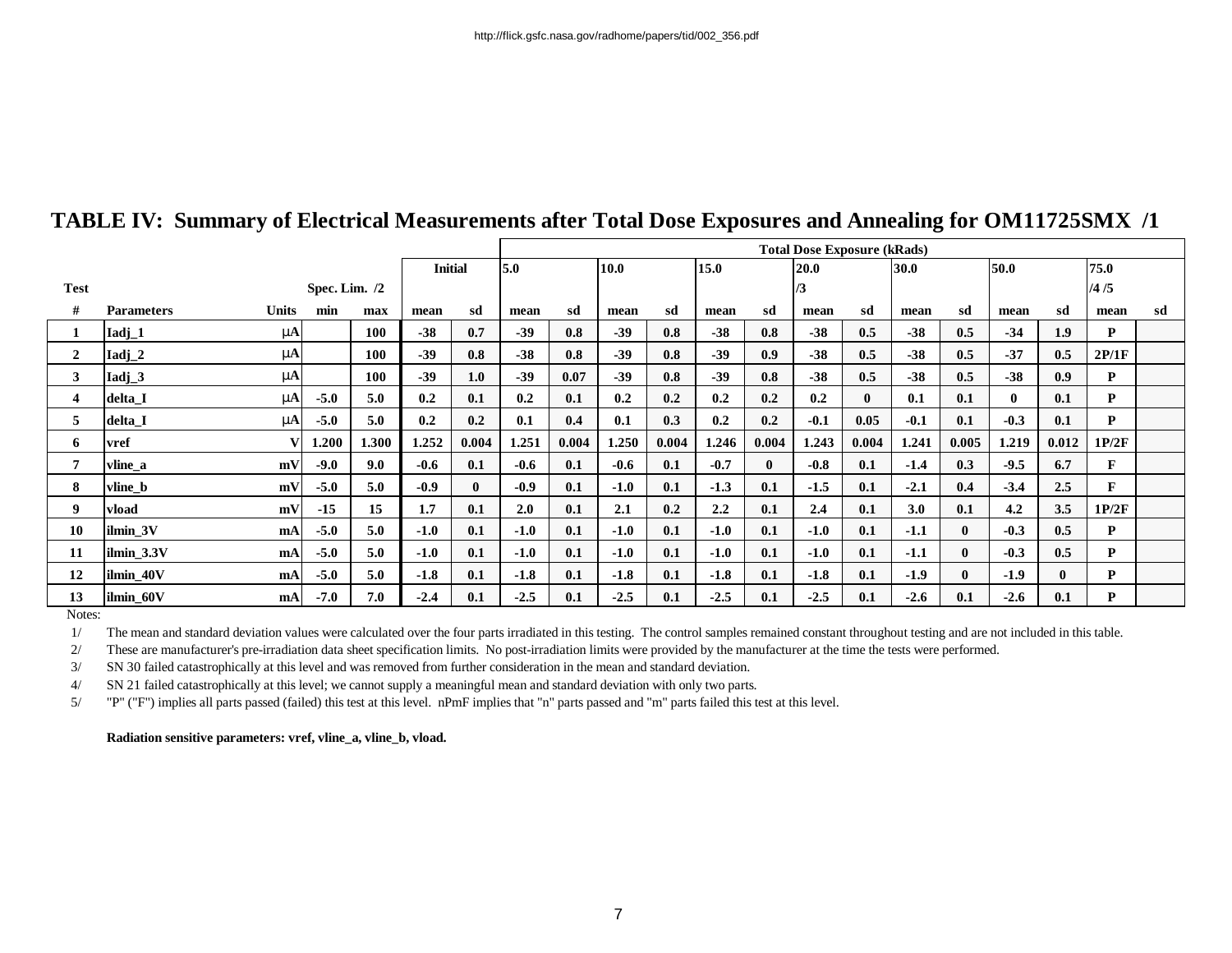http://flick.gsfc.nasa.gov/radhome/papers/tid/002_356.pdf

## TABLE IV: Summary of Electrical Measurements after Total Dose Exposures and Annealing for OM11725SMX /1

| | | | | | | | Total Dose Exposure (kRads) | | | | | | | | | | | | | | |
|---|---|---|---|---|---|---|---|---|---|---|---|---|---|---|---|---|---|---|---|---|---|
| | | | | | Initial | | 5.0 | | 10.0 | | 15.0 | | 20.0 /3 | | 30.0 | | 50.0 | | 75.0 /4 /5 | |
| Test # | Parameters | Units | Spec. Lim. /2 min | max | mean | sd | mean | sd | mean | sd | mean | sd | mean | sd | mean | sd | mean | sd | mean | sd |
| 1 | Iadj_1 | μA | | 100 | -38 | 0.7 | -39 | 0.8 | -39 | 0.8 | -38 | 0.8 | -38 | 0.5 | -38 | 0.5 | -34 | 1.9 | P | |
| 2 | Iadj_2 | μA | | 100 | -39 | 0.8 | -38 | 0.8 | -39 | 0.8 | -39 | 0.9 | -38 | 0.5 | -38 | 0.5 | -37 | 0.5 | 2P/1F | |
| 3 | Iadj_3 | μA | | 100 | -39 | 1.0 | -39 | 0.07 | -39 | 0.8 | -39 | 0.8 | -38 | 0.5 | -38 | 0.5 | -38 | 0.9 | P | |
| 4 | delta_I | μA | -5.0 | 5.0 | 0.2 | 0.1 | 0.2 | 0.1 | 0.2 | 0.2 | 0.2 | 0.2 | 0.2 | 0 | 0.1 | 0.1 | 0 | 0.1 | P | |
| 5 | delta_I | μA | -5.0 | 5.0 | 0.2 | 0.2 | 0.1 | 0.4 | 0.1 | 0.3 | 0.2 | 0.2 | -0.1 | 0.05 | -0.1 | 0.1 | -0.3 | 0.1 | P | |
| 6 | vref | V | 1.200 | 1.300 | 1.252 | 0.004 | 1.251 | 0.004 | 1.250 | 0.004 | 1.246 | 0.004 | 1.243 | 0.004 | 1.241 | 0.005 | 1.219 | 0.012 | 1P/2F | |
| 7 | vline_a | mV | -9.0 | 9.0 | -0.6 | 0.1 | -0.6 | 0.1 | -0.6 | 0.1 | -0.7 | 0 | -0.8 | 0.1 | -1.4 | 0.3 | -9.5 | 6.7 | F | |
| 8 | vline_b | mV | -5.0 | 5.0 | -0.9 | 0 | -0.9 | 0.1 | -1.0 | 0.1 | -1.3 | 0.1 | -1.5 | 0.1 | -2.1 | 0.4 | -3.4 | 2.5 | F | |
| 9 | vload | mV | -15 | 15 | 1.7 | 0.1 | 2.0 | 0.1 | 2.1 | 0.2 | 2.2 | 0.1 | 2.4 | 0.1 | 3.0 | 0.1 | 4.2 | 3.5 | 1P/2F | |
| 10 | ilmin_3V | mA | -5.0 | 5.0 | -1.0 | 0.1 | -1.0 | 0.1 | -1.0 | 0.1 | -1.0 | 0.1 | -1.0 | 0.1 | -1.1 | 0 | -0.3 | 0.5 | P | |
| 11 | ilmin_3.3V | mA | -5.0 | 5.0 | -1.0 | 0.1 | -1.0 | 0.1 | -1.0 | 0.1 | -1.0 | 0.1 | -1.0 | 0.1 | -1.1 | 0 | -0.3 | 0.5 | P | |
| 12 | ilmin_40V | mA | -5.0 | 5.0 | -1.8 | 0.1 | -1.8 | 0.1 | -1.8 | 0.1 | -1.8 | 0.1 | -1.8 | 0.1 | -1.9 | 0 | -1.9 | 0 | P | |
| 13 | ilmin_60V | mA | -7.0 | 7.0 | -2.4 | 0.1 | -2.5 | 0.1 | -2.5 | 0.1 | -2.5 | 0.1 | -2.5 | 0.1 | -2.6 | 0.1 | -2.6 | 0.1 | P | |

Notes:

1/ The mean and standard deviation values were calculated over the four parts irradiated in this testing. The control samples remained constant throughout testing and are not included in this table.

2/ These are manufacturer's pre-irradiation data sheet specification limits. No post-irradiation limits were provided by the manufacturer at the time the tests were performed.

3/ SN 30 failed catastrophically at this level and was removed from further consideration in the mean and standard deviation.

4/ SN 21 failed catastrophically at this level; we cannot supply a meaningful mean and standard deviation with only two parts.

5/ "P" ("F") implies all parts passed (failed) this test at this level. nPmF implies that "n" parts passed and "m" parts failed this test at this level.

**Radiation sensitive parameters: vref, vline_a, vline_b, vload.**